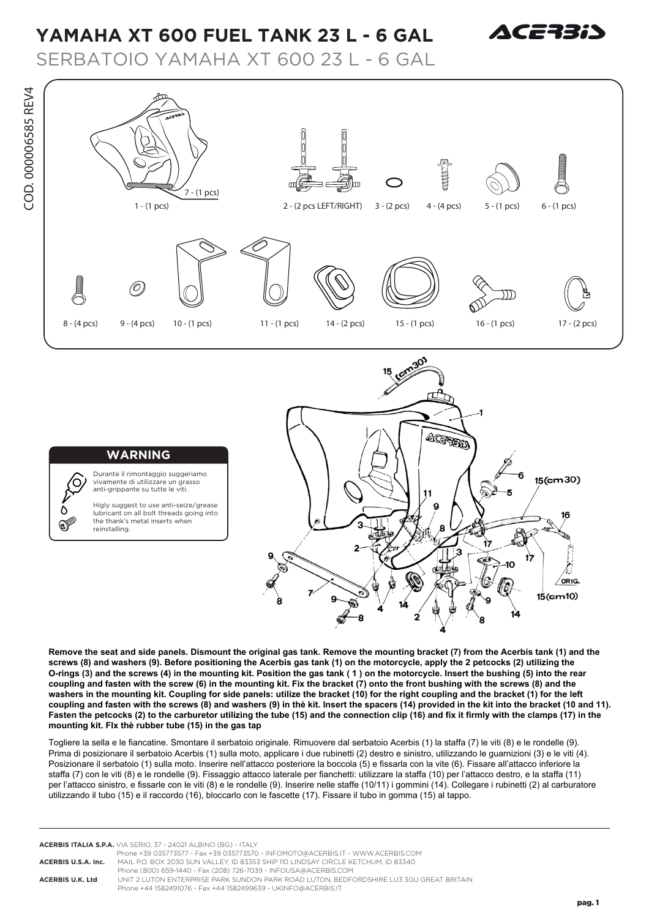# YAMAHA XT 600 FUEL TANK 23 L - 6 GAL

## SERBATOIO YAMAHA XT 600 23 L - 6 GAL

COD. 000006585 REV4

1 - (1 pcs) 7 - (1 pcs) 2 - (2 pcs LEFT/RIGHT) 3 - (2 pcs) 4 - (4 pcs) 5 - (1 pcs) 6 - (1 pcs)

8 - (4 pcs) 9 - (4 pcs) 10 - (1 pcs) 11 - (1 pcs) 14 - (2 pcs) 15 - (1 pcs) 16 - (1 pcs) 17 - (2 pcs)

### WARNING

Durante il rimontaggio suggeriamo vivamente di utilizzare un grasso anti-grippante su tutte le viti.

Higly suggest to use anti-seize/grease lubricant on all bolt threads going into the thank's metal inserts when reinstalling.

**Remove the seat and side panels. Dismount the original gas tank. Remove the mounting bracket (7) from the Acerbis tank (1) and the screws (8) and washers (9). Before positioning the Acerbis gas tank (1) on the motorcycle, apply the 2 petcocks (2) utilizing the O-rings (3) and the screws (4) in the mounting kit. Position the gas tank ( 1 ) on the motorcycle. Insert the bushing (5) into the rear coupling and fasten with the screw (6) in the mounting kit. Fix the bracket (7) onto the front bushing with the screws (8) and the washers in the mounting kit. Coupling for side panels: utilize the bracket (10) for the right coupling and the bracket (1) for the left coupling and fasten with the screws (8) and washers (9) in thè kit. Insert the spacers (14) provided in the kit into the bracket (10 and 11). Fasten the petcocks (2) to the carburetor utilizing the tube (15) and the connection clip (16) and fix it firmly with the clamps (17) in the mounting kit. FIx thè rubber tube (15) in the gas tap**

Togliere la sella e le fiancatine. Smontare il serbatoio originale. Rimuovere dal serbatoio Acerbis (1) la staffa (7) le viti (8) e le rondelle (9). Prima di posizionare il serbatoio Acerbis (1) sulla moto, applicare i due rubinetti (2) destro e sinistro, utilizzando le guarnizioni (3) e le viti (4). Posizionare il serbatoio (1) sulla moto. Inserire nell'attacco posteriore la boccola (5) e fissarla con la vite (6). Fissare all'attacco inferiore la staffa (7) con le viti (8) e le rondelle (9). Fissaggio attacco laterale per fianchetti: utilizzare la staffa (10) per l'attacco destro, e la staffa (11) per l'attacco sinistro, e fissarle con le viti (8) e le rondelle (9). Inserire nelle staffe (10/11) i gommini (14). Collegare i rubinetti (2) al carburatore utilizzando il tubo (15) e il raccordo (16), bloccarlo con le fascette (17). Fissare il tubo in gomma (15) al tappo.

---

**ACERBIS ITALIA S.P.A.** VIA SERIO, 37 - 24021 ALBINO (BG) - ITALY
Phone +39 035773577 - Fax +39 035773570 - INFOMOTO@ACERBIS.IT - WWW.ACERBIS.COM

**ACERBIS U.S.A. Inc.** MAIL P.O. BOX 2030 SUN VALLEY, ID 83353 SHIP 110 LINDSAY CIRCLE KETCHUM, ID 83340
Phone (800) 659-1440 - Fax (208) 726-7039 - INFOUSA@ACERBIS.COM

**ACERBIS U.K. Ltd** UNIT 2 LUTON ENTERPRISE PARK SUNDON PARK ROAD LUTON, BEDFORDSHIRE LU3 3GU GREAT BRITAIN
Phone +44 1582491076 - Fax +44 1582499639 - UKINFO@ACERBIS.IT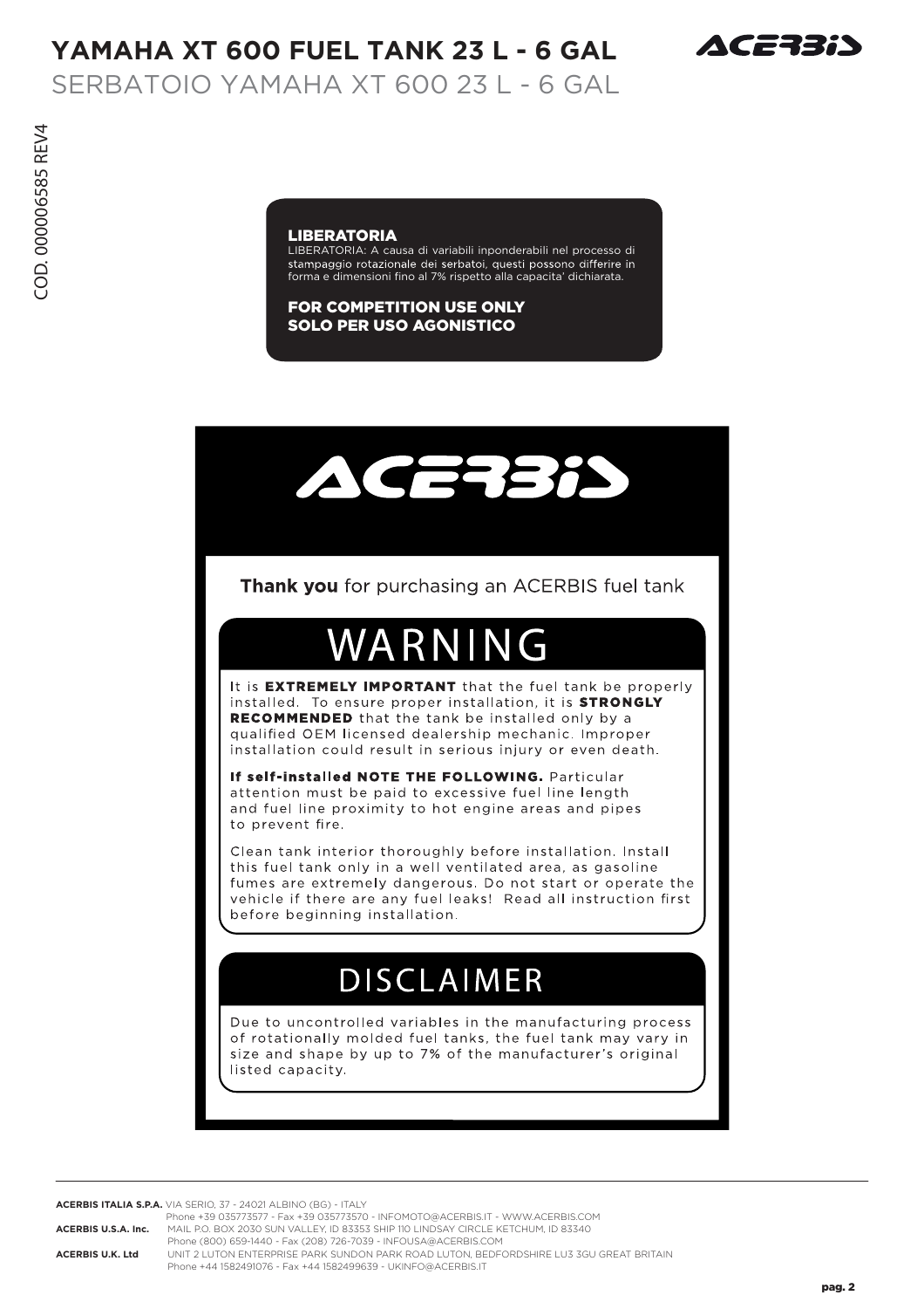# YAMAHA XT 600 FUEL TANK 23 L - 6 GAL

SERBATOIO YAMAHA XT 600 23 L - 6 GAL

COD. 000006585 REV4

**LIBERATORIA**

LIBERATORIA: A causa di variabili inponderabili nel processo di stampaggio rotazionale dei serbatoi, questi possono differire in forma e dimensioni fino al 7% rispetto alla capacita' dichiarata.

**FOR COMPETITION USE ONLY**
**SOLO PER USO AGONISTICO**

ACERBIS

**Thank you** for purchasing an ACERBIS fuel tank

## WARNING

It is **EXTREMELY IMPORTANT** that the fuel tank be properly installed. To ensure proper installation, it is **STRONGLY RECOMMENDED** that the tank be installed only by a qualified OEM licensed dealership mechanic. Improper installation could result in serious injury or even death.

**If self-installed NOTE THE FOLLOWING.** Particular attention must be paid to excessive fuel line length and fuel line proximity to hot engine areas and pipes to prevent fire.

Clean tank interior thoroughly before installation. Install this fuel tank only in a well ventilated area, as gasoline fumes are extremely dangerous. Do not start or operate the vehicle if there are any fuel leaks! Read all instruction first before beginning installation.

## DISCLAIMER

Due to uncontrolled variables in the manufacturing process of rotationally molded fuel tanks, the fuel tank may vary in size and shape by up to 7% of the manufacturer's original listed capacity.

**ACERBIS ITALIA S.P.A.** VIA SERIO, 37 - 24021 ALBINO (BG) - ITALY
Phone +39 035773577 - Fax +39 035773570 - INFOMOTO@ACERBIS.IT - WWW.ACERBIS.COM

**ACERBIS U.S.A. Inc.** MAIL P.O. BOX 2030 SUN VALLEY, ID 83353 SHIP 110 LINDSAY CIRCLE KETCHUM, ID 83340
Phone (800) 659-1440 - Fax (208) 726-7039 - INFOUSA@ACERBIS.COM

**ACERBIS U.K. Ltd** UNIT 2 LUTON ENTERPRISE PARK SUNDON PARK ROAD LUTON, BEDFORDSHIRE LU3 3GU GREAT BRITAIN
Phone +44 1582491076 - Fax +44 1582499639 - UKINFO@ACERBIS.IT